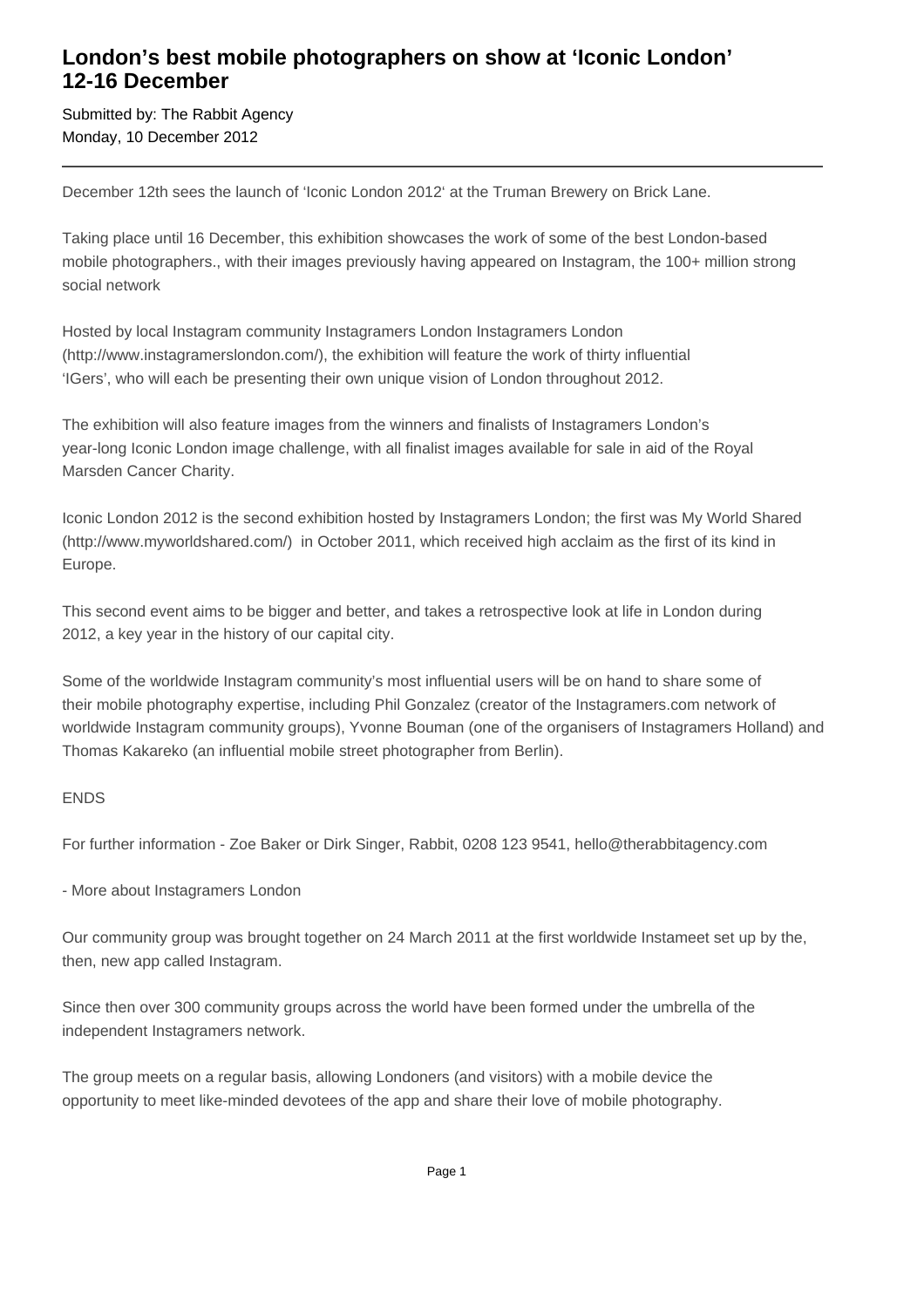# London's best mobile photographers on show at 'Iconic London' 12-16 December

Submitted by: The Rabbit Agency
Monday, 10 December 2012

---

December 12th sees the launch of 'Iconic London 2012' at the Truman Brewery on Brick Lane.

Taking place until 16 December, this exhibition showcases the work of some of the best London-based mobile photographers., with their images previously having appeared on Instagram, the 100+ million strong social network

Hosted by local Instagram community Instagramers London Instagramers London (http://www.instagramerslondon.com/), the exhibition will feature the work of thirty influential 'IGers', who will each be presenting their own unique vision of London throughout 2012.

The exhibition will also feature images from the winners and finalists of Instagramers London's year-long Iconic London image challenge, with all finalist images available for sale in aid of the Royal Marsden Cancer Charity.

Iconic London 2012 is the second exhibition hosted by Instagramers London; the first was My World Shared (http://www.myworldshared.com/) in October 2011, which received high acclaim as the first of its kind in Europe.

This second event aims to be bigger and better, and takes a retrospective look at life in London during 2012, a key year in the history of our capital city.

Some of the worldwide Instagram community's most influential users will be on hand to share some of their mobile photography expertise, including Phil Gonzalez (creator of the Instagramers.com network of worldwide Instagram community groups), Yvonne Bouman (one of the organisers of Instagramers Holland) and Thomas Kakareko (an influential mobile street photographer from Berlin).

ENDS

For further information - Zoe Baker or Dirk Singer, Rabbit, 0208 123 9541, hello@therabbitagency.com

- More about Instagramers London

Our community group was brought together on 24 March 2011 at the first worldwide Instameet set up by the, then, new app called Instagram.

Since then over 300 community groups across the world have been formed under the umbrella of the independent Instagramers network.

The group meets on a regular basis, allowing Londoners (and visitors) with a mobile device the opportunity to meet like-minded devotees of the app and share their love of mobile photography.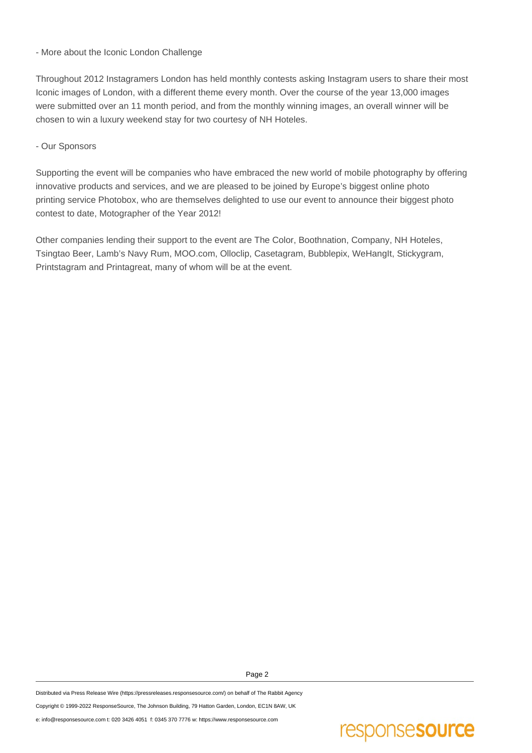- More about the Iconic London Challenge

Throughout 2012 Instagramers London has held monthly contests asking Instagram users to share their most Iconic images of London, with a different theme every month. Over the course of the year 13,000 images were submitted over an 11 month period, and from the monthly winning images, an overall winner will be chosen to win a luxury weekend stay for two courtesy of NH Hoteles.

- Our Sponsors

Supporting the event will be companies who have embraced the new world of mobile photography by offering innovative products and services, and we are pleased to be joined by Europe's biggest online photo printing service Photobox, who are themselves delighted to use our event to announce their biggest photo contest to date, Motographer of the Year 2012!

Other companies lending their support to the event are The Color, Boothnation, Company, NH Hoteles, Tsingtao Beer, Lamb's Navy Rum, MOO.com, Olloclip, Casetagram, Bubblepix, WeHangIt, Stickygram, Printstagram and Printagreat, many of whom will be at the event.